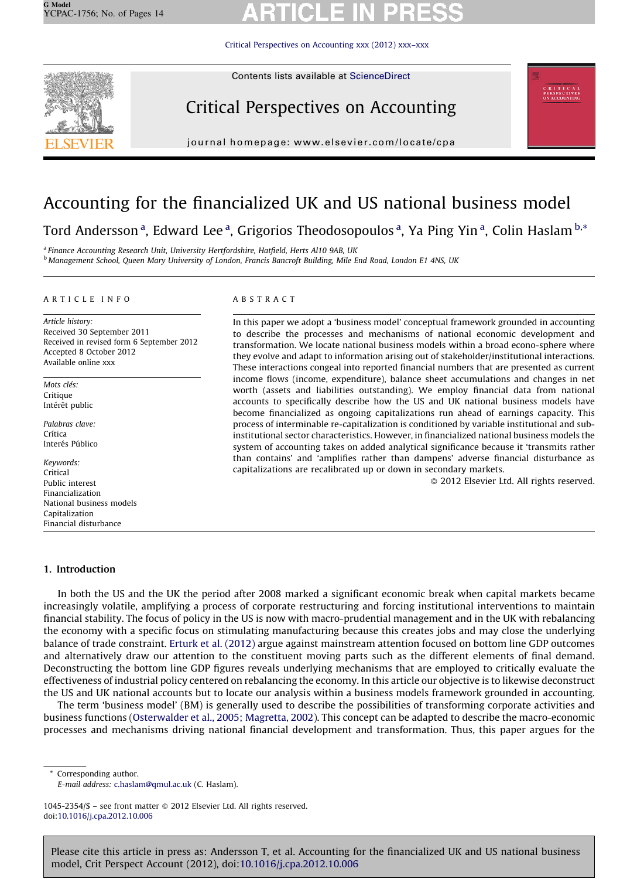# Accounting for the financialized UK and US national business model

Tord Andersson [a], Edward Lee [a], Grigorios Theodosopoulos [a], Ya Ping Yin [a], Colin Haslam [b,*]

[a] Finance Accounting Research Unit, University Hertfordshire, Hatfield, Herts Al10 9AB, UK
[b] Management School, Queen Mary University of London, Francis Bancroft Building, Mile End Road, London E1 4NS, UK

**ARTICLE INFO**

*Article history:*
Received 30 September 2011
Received in revised form 6 September 2012
Accepted 8 October 2012
Available online xxx

*Mots clés:*
Critique
Intérêt public

*Palabras clave:*
Crítica
Interés Público

*Keywords:*
Critical
Public interest
Financialization
National business models
Capitalization
Financial disturbance

**ABSTRACT**

In this paper we adopt a 'business model' conceptual framework grounded in accounting to describe the processes and mechanisms of national economic development and transformation. We locate national business models within a broad econo-sphere where they evolve and adapt to information arising out of stakeholder/institutional interactions. These interactions congeal into reported financial numbers that are presented as current income flows (income, expenditure), balance sheet accumulations and changes in net worth (assets and liabilities outstanding). We employ financial data from national accounts to specifically describe how the US and UK national business models have become financialized as ongoing capitalizations run ahead of earnings capacity. This process of interminable re-capitalization is conditioned by variable institutional and sub-institutional sector characteristics. However, in financialized national business models the system of accounting takes on added analytical significance because it 'transmits rather than contains' and 'amplifies rather than dampens' adverse financial disturbance as capitalizations are recalibrated up or down in secondary markets.

© 2012 Elsevier Ltd. All rights reserved.

## 1. Introduction

In both the US and the UK the period after 2008 marked a significant economic break when capital markets became increasingly volatile, amplifying a process of corporate restructuring and forcing institutional interventions to maintain financial stability. The focus of policy in the US is now with macro-prudential management and in the UK with rebalancing the economy with a specific focus on stimulating manufacturing because this creates jobs and may close the underlying balance of trade constraint. Erturk et al. (2012) argue against mainstream attention focused on bottom line GDP outcomes and alternatively draw our attention to the constituent moving parts such as the different elements of final demand. Deconstructing the bottom line GDP figures reveals underlying mechanisms that are employed to critically evaluate the effectiveness of industrial policy centered on rebalancing the economy. In this article our objective is to likewise deconstruct the US and UK national accounts but to locate our analysis within a business models framework grounded in accounting.

The term 'business model' (BM) is generally used to describe the possibilities of transforming corporate activities and business functions (Osterwalder et al., 2005; Magretta, 2002). This concept can be adapted to describe the macro-economic processes and mechanisms driving national financial development and transformation. Thus, this paper argues for the

\* Corresponding author.
*E-mail address:* c.haslam@qmul.ac.uk (C. Haslam).

1045-2354/$ – see front matter © 2012 Elsevier Ltd. All rights reserved.
doi:10.1016/j.cpa.2012.10.006

Please cite this article in press as: Andersson T, et al. Accounting for the financialized UK and US national business model, Crit Perspect Account (2012), doi:10.1016/j.cpa.2012.10.006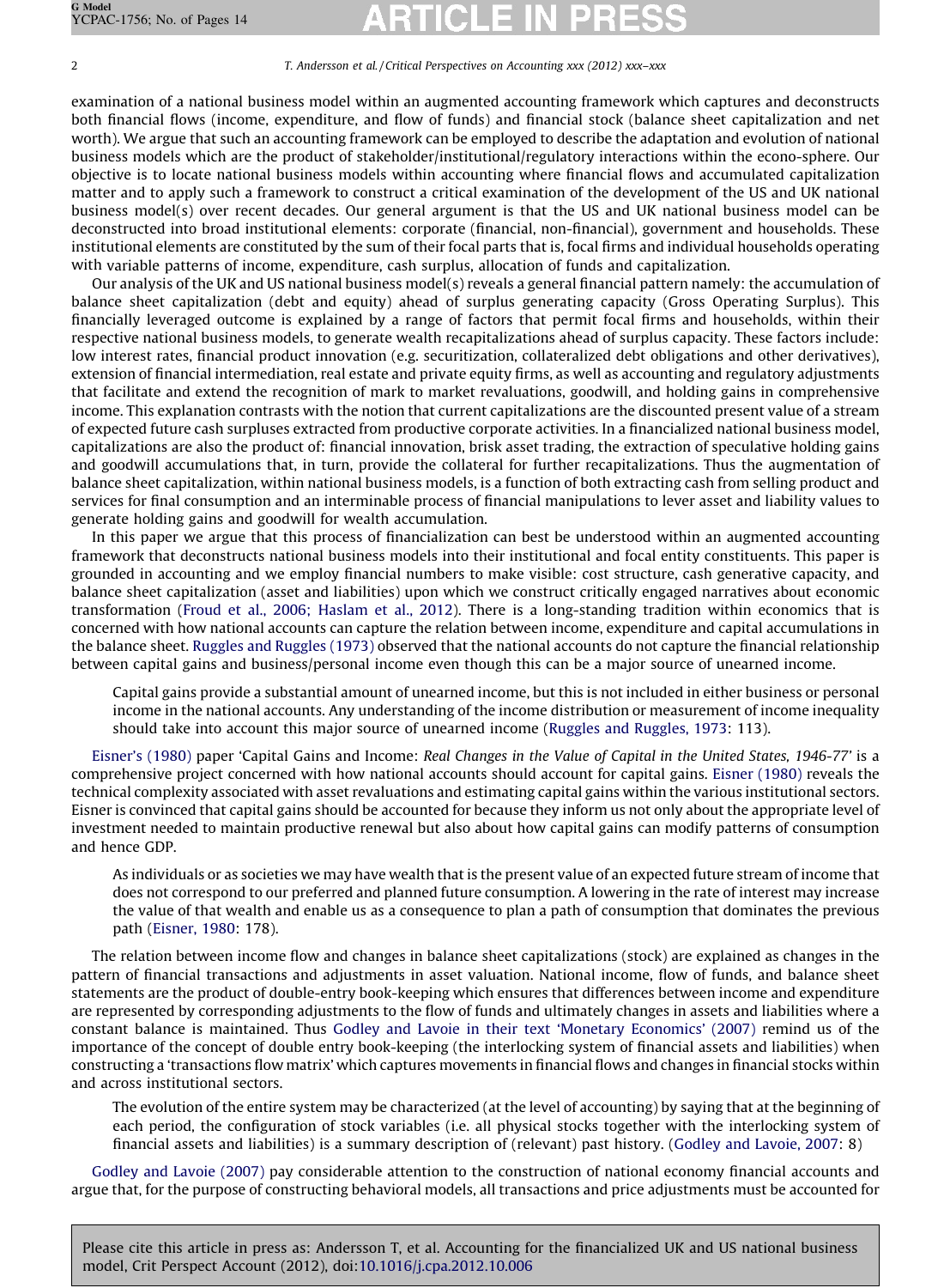examination of a national business model within an augmented accounting framework which captures and deconstructs both financial flows (income, expenditure, and flow of funds) and financial stock (balance sheet capitalization and net worth). We argue that such an accounting framework can be employed to describe the adaptation and evolution of national business models which are the product of stakeholder/institutional/regulatory interactions within the econo-sphere. Our objective is to locate national business models within accounting where financial flows and accumulated capitalization matter and to apply such a framework to construct a critical examination of the development of the US and UK national business model(s) over recent decades. Our general argument is that the US and UK national business model can be deconstructed into broad institutional elements: corporate (financial, non-financial), government and households. These institutional elements are constituted by the sum of their focal parts that is, focal firms and individual households operating with variable patterns of income, expenditure, cash surplus, allocation of funds and capitalization.

Our analysis of the UK and US national business model(s) reveals a general financial pattern namely: the accumulation of balance sheet capitalization (debt and equity) ahead of surplus generating capacity (Gross Operating Surplus). This financially leveraged outcome is explained by a range of factors that permit focal firms and households, within their respective national business models, to generate wealth recapitalizations ahead of surplus capacity. These factors include: low interest rates, financial product innovation (e.g. securitization, collateralized debt obligations and other derivatives), extension of financial intermediation, real estate and private equity firms, as well as accounting and regulatory adjustments that facilitate and extend the recognition of mark to market revaluations, goodwill, and holding gains in comprehensive income. This explanation contrasts with the notion that current capitalizations are the discounted present value of a stream of expected future cash surpluses extracted from productive corporate activities. In a financialized national business model, capitalizations are also the product of: financial innovation, brisk asset trading, the extraction of speculative holding gains and goodwill accumulations that, in turn, provide the collateral for further recapitalizations. Thus the augmentation of balance sheet capitalization, within national business models, is a function of both extracting cash from selling product and services for final consumption and an interminable process of financial manipulations to lever asset and liability values to generate holding gains and goodwill for wealth accumulation.

In this paper we argue that this process of financialization can best be understood within an augmented accounting framework that deconstructs national business models into their institutional and focal entity constituents. This paper is grounded in accounting and we employ financial numbers to make visible: cost structure, cash generative capacity, and balance sheet capitalization (asset and liabilities) upon which we construct critically engaged narratives about economic transformation (Froud et al., 2006; Haslam et al., 2012). There is a long-standing tradition within economics that is concerned with how national accounts can capture the relation between income, expenditure and capital accumulations in the balance sheet. Ruggles and Ruggles (1973) observed that the national accounts do not capture the financial relationship between capital gains and business/personal income even though this can be a major source of unearned income.

> Capital gains provide a substantial amount of unearned income, but this is not included in either business or personal income in the national accounts. Any understanding of the income distribution or measurement of income inequality should take into account this major source of unearned income (Ruggles and Ruggles, 1973: 113).

Eisner's (1980) paper 'Capital Gains and Income: *Real Changes in the Value of Capital in the United States, 1946-77*' is a comprehensive project concerned with how national accounts should account for capital gains. Eisner (1980) reveals the technical complexity associated with asset revaluations and estimating capital gains within the various institutional sectors. Eisner is convinced that capital gains should be accounted for because they inform us not only about the appropriate level of investment needed to maintain productive renewal but also about how capital gains can modify patterns of consumption and hence GDP.

> As individuals or as societies we may have wealth that is the present value of an expected future stream of income that does not correspond to our preferred and planned future consumption. A lowering in the rate of interest may increase the value of that wealth and enable us as a consequence to plan a path of consumption that dominates the previous path (Eisner, 1980: 178).

The relation between income flow and changes in balance sheet capitalizations (stock) are explained as changes in the pattern of financial transactions and adjustments in asset valuation. National income, flow of funds, and balance sheet statements are the product of double-entry book-keeping which ensures that differences between income and expenditure are represented by corresponding adjustments to the flow of funds and ultimately changes in assets and liabilities where a constant balance is maintained. Thus Godley and Lavoie in their text 'Monetary Economics' (2007) remind us of the importance of the concept of double entry book-keeping (the interlocking system of financial assets and liabilities) when constructing a 'transactions flow matrix' which captures movements in financial flows and changes in financial stocks within and across institutional sectors.

> The evolution of the entire system may be characterized (at the level of accounting) by saying that at the beginning of each period, the configuration of stock variables (i.e. all physical stocks together with the interlocking system of financial assets and liabilities) is a summary description of (relevant) past history. (Godley and Lavoie, 2007: 8)

Godley and Lavoie (2007) pay considerable attention to the construction of national economy financial accounts and argue that, for the purpose of constructing behavioral models, all transactions and price adjustments must be accounted for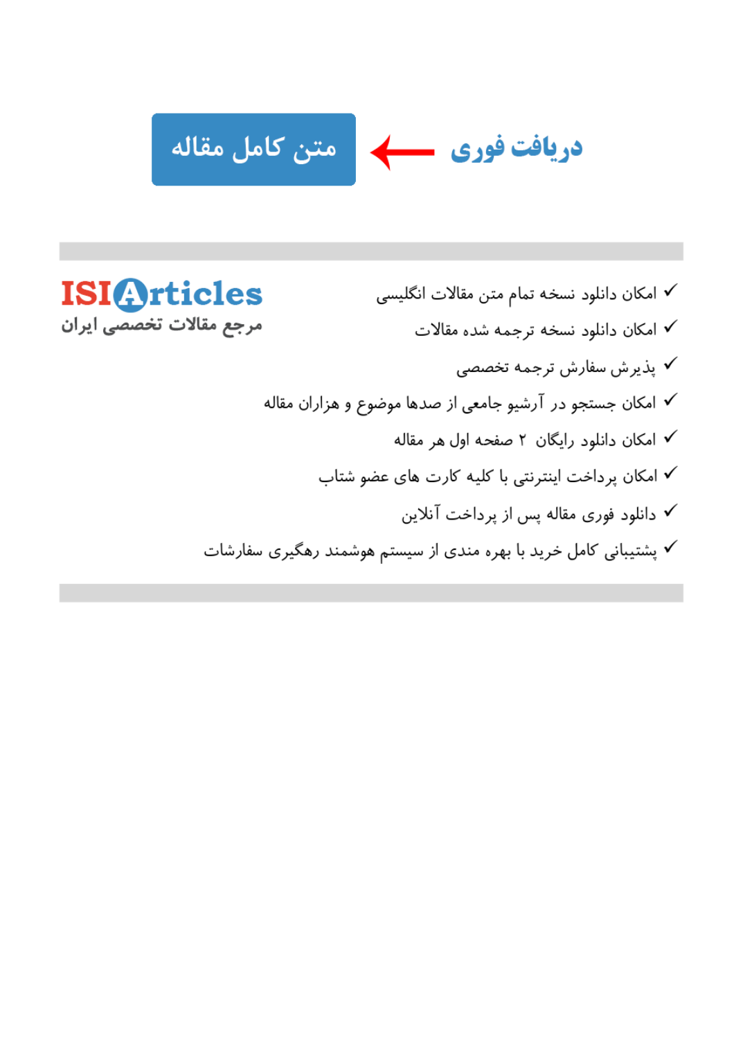دریافت فوری ← **متن کامل مقاله**

**ISIArticles**
مرجع مقالات تخصصی ایران

- ✓ امکان دانلود نسخه تمام متن مقالات انگلیسی
- ✓ امکان دانلود نسخه ترجمه شده مقالات
- ✓ پذیرش سفارش ترجمه تخصصی
- ✓ امکان جستجو در آرشیو جامعی از صدها موضوع و هزاران مقاله
- ✓ امکان دانلود رایگان ۲ صفحه اول هر مقاله
- ✓ امکان پرداخت اینترنتی با کلیه کارت های عضو شتاب
- ✓ دانلود فوری مقاله پس از پرداخت آنلاین
- ✓ پشتیبانی کامل خرید با بهره مندی از سیستم هوشمند رهگیری سفارشات